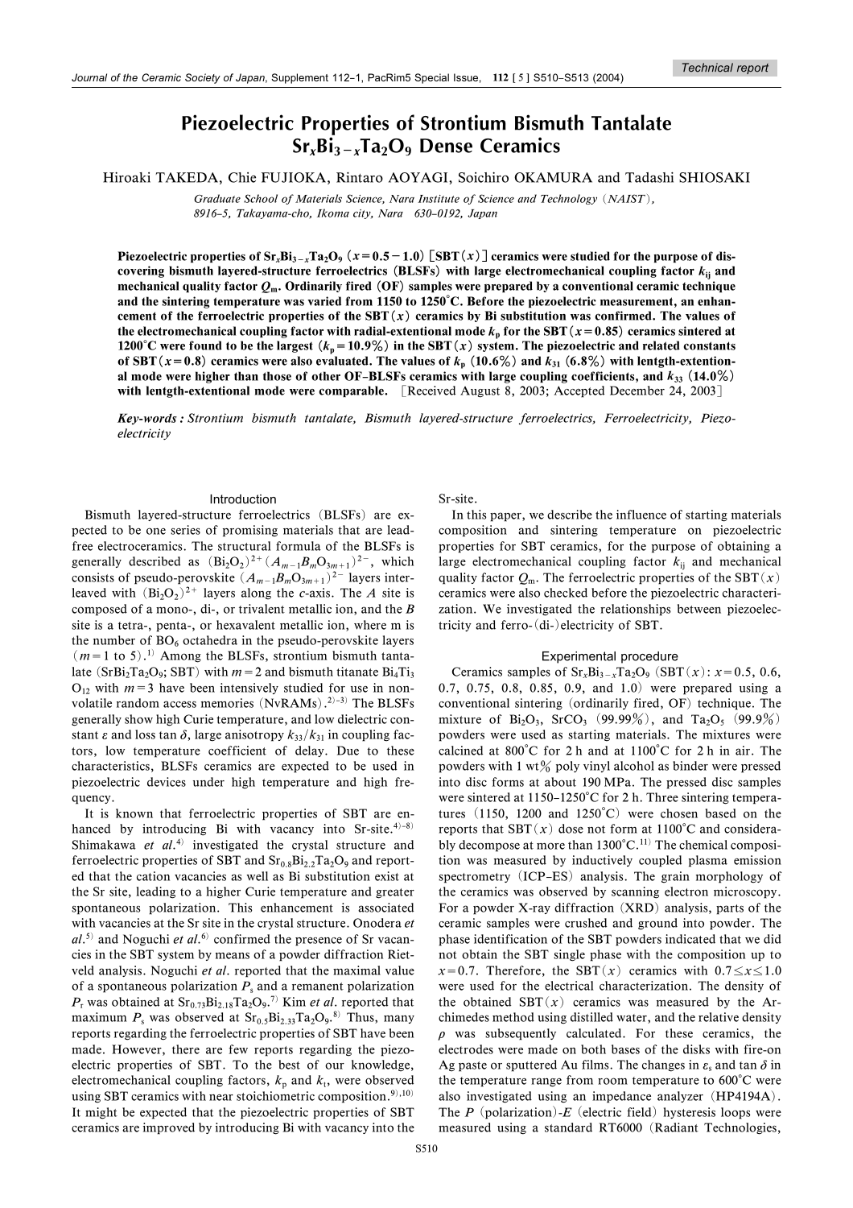Technical report

# Piezoelectric Properties of Strontium Bismuth Tantalate $Sr_xBi_{3-x}Ta_2O_9$ Dense Ceramics

Hiroaki TAKEDA, Chie FUJIOKA, Rintaro AOYAGI, Soichiro OKAMURA and Tadashi SHIOSAKI

*Graduate School of Materials Science, Nara Institute of Science and Technology (NAIST), 8916–5, Takayama-cho, Ikoma city, Nara 630–0192, Japan*

**Piezoelectric properties of $Sr_xBi_{3-x}Ta_2O_9$ ($x=0.5-1.0$) [SBT($x$)] ceramics were studied for the purpose of discovering bismuth layered-structure ferroelectrics (BLSFs) with large electromechanical coupling factor $k_{ij}$ and mechanical quality factor $Q_m$. Ordinarily fired (OF) samples were prepared by a conventional ceramic technique and the sintering temperature was varied from 1150 to 1250°C. Before the piezoelectric measurement, an enhancement of the ferroelectric properties of the SBT($x$) ceramics by Bi substitution was confirmed. The values of the electromechanical coupling factor with radial-extentional mode $k_p$ for the SBT($x=0.85$) ceramics sintered at 1200°C were found to be the largest ($k_p=10.9\%$) in the SBT($x$) system. The piezoelectric and related constants of SBT($x=0.8$) ceramics were also evaluated. The values of $k_p$ (10.6%) and $k_{31}$ (6.8%) with lentgth-extentional mode were higher than those of other OF–BLSFs ceramics with large coupling coefficients, and $k_{33}$ (14.0%) with lentgth-extentional mode were comparable.** [Received August 8, 2003; Accepted December 24, 2003]

**Key-words:** *Strontium bismuth tantalate, Bismuth layered-structure ferroelectrics, Ferroelectricity, Piezoelectricity*

## Introduction

Bismuth layered-structure ferroelectrics (BLSFs) are expected to be one series of promising materials that are lead-free electroceramics. The structural formula of the BLSFs is generally described as $(Bi_2O_2)^{2+}(A_{m-1}B_mO_{3m+1})^{2-}$, which consists of pseudo-perovskite $(A_{m-1}B_mO_{3m+1})^{2-}$ layers interleaved with $(Bi_2O_2)^{2+}$ layers along the $c$-axis. The $A$ site is composed of a mono-, di-, or trivalent metallic ion, and the $B$ site is a tetra-, penta-, or hexavalent metallic ion, where m is the number of $BO_6$ octahedra in the pseudo-perovskite layers ($m=1$ to 5).[1] Among the BLSFs, strontium bismuth tantalate ($SrBi_2Ta_2O_9$; SBT) with $m=2$ and bismuth titanate $Bi_4Ti_3O_{12}$ with $m=3$ have been intensively studied for use in non-volatile random access memories (NvRAMs).[2)–3)] The BLSFs generally show high Curie temperature, and low dielectric constant $\varepsilon$ and loss tan $\delta$, large anisotropy $k_{33}/k_{31}$ in coupling factors, low temperature coefficient of delay. Due to these characteristics, BLSFs ceramics are expected to be used in piezoelectric devices under high temperature and high frequency.

It is known that ferroelectric properties of SBT are enhanced by introducing Bi with vacancy into Sr-site.[4)–8)] Shimakawa *et al.*[4)] investigated the crystal structure and ferroelectric properties of SBT and $Sr_{0.8}Bi_{2.2}Ta_2O_9$ and reported that the cation vacancies as well as Bi substitution exist at the Sr site, leading to a higher Curie temperature and greater spontaneous polarization. This enhancement is associated with vacancies at the Sr site in the crystal structure. Onodera *et al.*[5)] and Noguchi *et al.*[6)] confirmed the presence of Sr vacancies in the SBT system by means of a powder diffraction Rietveld analysis. Noguchi *et al.* reported that the maximal value of a spontaneous polarization $P_s$ and a remanent polarization $P_r$ was obtained at $Sr_{0.73}Bi_{2.18}Ta_2O_9$.[7)] Kim *et al.* reported that maximum $P_s$ was observed at $Sr_{0.5}Bi_{2.33}Ta_2O_9$.[8)] Thus, many reports regarding the ferroelectric properties of SBT have been made. However, there are few reports regarding the piezoelectric properties of SBT. To the best of our knowledge, electromechanical coupling factors, $k_p$ and $k_t$, were observed using SBT ceramics with near stoichiometric composition.[9),10)] It might be expected that the piezoelectric properties of SBT ceramics are improved by introducing Bi with vacancy into the Sr-site.

In this paper, we describe the influence of starting materials composition and sintering temperature on piezoelectric properties for SBT ceramics, for the purpose of obtaining a large electromechanical coupling factor $k_{ij}$ and mechanical quality factor $Q_m$. The ferroelectric properties of the SBT($x$) ceramics were also checked before the piezoelectric characterization. We investigated the relationships between piezoelectricity and ferro-(di-)electricity of SBT.

## Experimental procedure

Ceramics samples of $Sr_xBi_{3-x}Ta_2O_9$ (SBT($x$): $x=0.5$, 0.6, 0.7, 0.75, 0.8, 0.85, 0.9, and 1.0) were prepared using a conventional sintering (ordinarily fired, OF) technique. The mixture of $Bi_2O_3$, $SrCO_3$ (99.99%), and $Ta_2O_5$ (99.9%) powders were used as starting materials. The mixtures were calcined at 800°C for 2 h and at 1100°C for 2 h in air. The powders with 1 wt% poly vinyl alcohol as binder were pressed into disc forms at about 190 MPa. The pressed disc samples were sintered at 1150–1250°C for 2 h. Three sintering temperatures (1150, 1200 and 1250°C) were chosen based on the reports that SBT($x$) dose not form at 1100°C and considerably decompose at more than 1300°C.[11)] The chemical composition was measured by inductively coupled plasma emission spectrometry (ICP–ES) analysis. The grain morphology of the ceramics was observed by scanning electron microscopy. For a powder X-ray diffraction (XRD) analysis, parts of the ceramic samples were crushed and ground into powder. The phase identification of the SBT powders indicated that we did not obtain the SBT single phase with the composition up to $x=0.7$. Therefore, the SBT($x$) ceramics with $0.7\leq x\leq 1.0$ were used for the electrical characterization. The density of the obtained SBT($x$) ceramics was measured by the Archimedes method using distilled water, and the relative density $\rho$ was subsequently calculated. For these ceramics, the electrodes were made on both bases of the disks with fire-on Ag paste or sputtered Au films. The changes in $\varepsilon_s$ and tan $\delta$ in the temperature range from room temperature to 600°C were also investigated using an impedance analyzer (HP4194A). The $P$ (polarization)-$E$ (electric field) hysteresis loops were measured using a standard RT6000 (Radiant Technologies,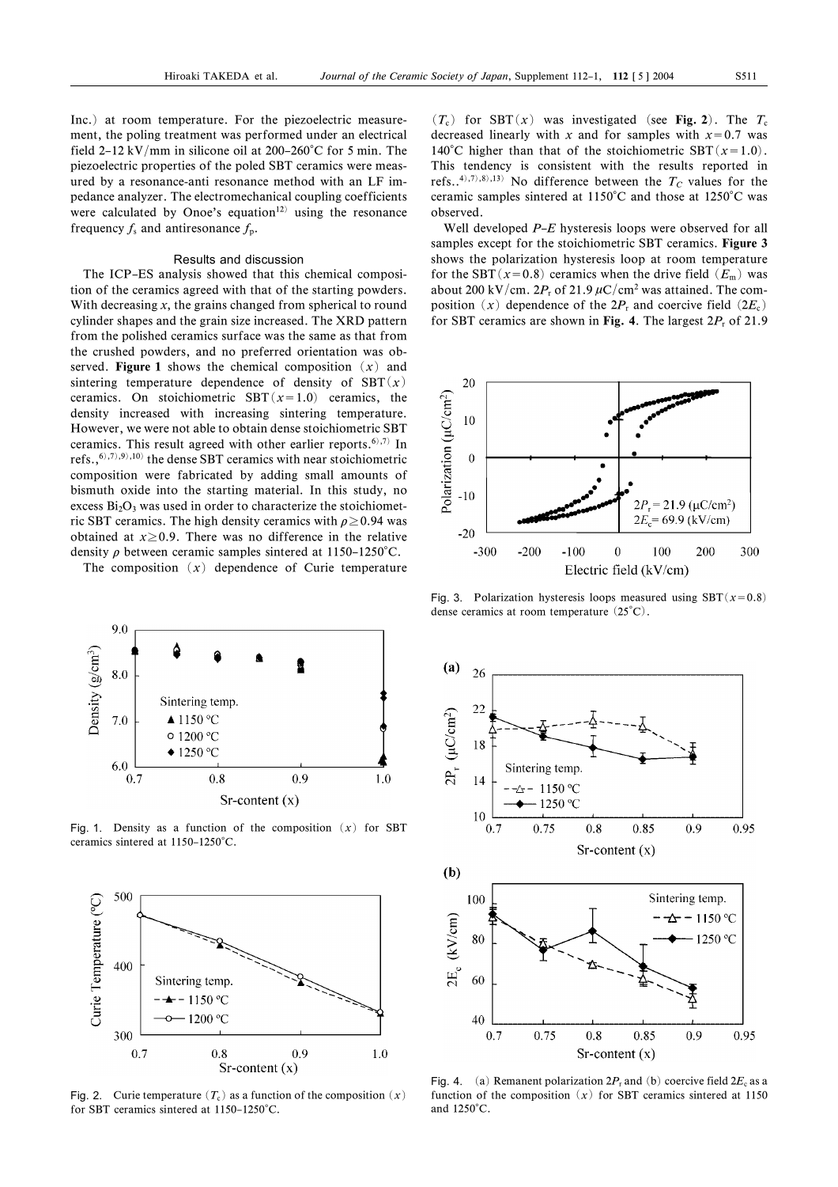Inc.) at room temperature. For the piezoelectric measurement, the poling treatment was performed under an electrical field 2–12 kV/mm in silicone oil at 200–260°C for 5 min. The piezoelectric properties of the poled SBT ceramics were measured by a resonance-anti resonance method with an LF impedance analyzer. The electromechanical coupling coefficients were calculated by Onoe's equation[12] using the resonance frequency $f_s$ and antiresonance $f_p$.

## Results and discussion

The ICP–ES analysis showed that this chemical composition of the ceramics agreed with that of the starting powders. With decreasing $x$, the grains changed from spherical to round cylinder shapes and the grain size increased. The XRD pattern from the polished ceramics surface was the same as that from the crushed powders, and no preferred orientation was observed. **Figure 1** shows the chemical composition ($x$) and sintering temperature dependence of density of SBT($x$) ceramics. On stoichiometric SBT($x$=1.0) ceramics, the density increased with increasing sintering temperature. However, we were not able to obtain dense stoichiometric SBT ceramics. This result agreed with other earlier reports.[6),7)] In refs.,[6),7),9),10)] the dense SBT ceramics with near stoichiometric composition were fabricated by adding small amounts of bismuth oxide into the starting material. In this study, no excess $Bi_2O_3$ was used in order to characterize the stoichiometric SBT ceramics. The high density ceramics with $\rho \geq 0.94$ was obtained at $x \geq 0.9$. There was no difference in the relative density $\rho$ between ceramic samples sintered at 1150–1250°C.

The composition ($x$) dependence of Curie temperature ($T_c$) for SBT($x$) was investigated (see **Fig. 2**). The $T_c$ decreased linearly with $x$ and for samples with $x$=0.7 was 140°C higher than that of the stoichiometric SBT($x$=1.0). This tendency is consistent with the results reported in refs..[4),7),8),13)] No difference between the $T_C$ values for the ceramic samples sintered at 1150°C and those at 1250°C was observed.

Well developed *P–E* hysteresis loops were observed for all samples except for the stoichiometric SBT ceramics. **Figure 3** shows the polarization hysteresis loop at room temperature for the SBT($x$=0.8) ceramics when the drive field ($E_m$) was about 200 kV/cm. $2P_r$ of 21.9 $\mu$C/cm$^2$ was attained. The composition ($x$) dependence of the $2P_r$ and coercive field ($2E_c$) for SBT ceramics are shown in **Fig. 4**. The largest $2P_r$ of 21.9

Fig. 1. Density as a function of the composition ($x$) for SBT ceramics sintered at 1150–1250°C.

Fig. 2. Curie temperature ($T_c$) as a function of the composition ($x$) for SBT ceramics sintered at 1150–1250°C.

Fig. 3. Polarization hysteresis loops measured using SBT($x$=0.8) dense ceramics at room temperature (25°C).

Fig. 4. (a) Remanent polarization $2P_r$ and (b) coercive field $2E_c$ as a function of the composition ($x$) for SBT ceramics sintered at 1150 and 1250°C.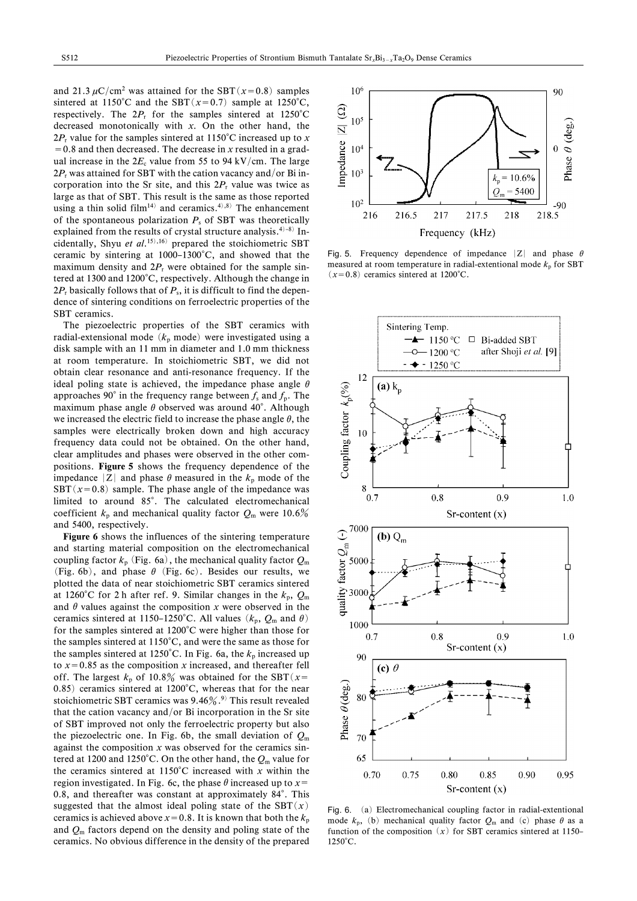and 21.3 $\mu$C/cm$^2$ was attained for the SBT($x$=0.8) samples sintered at 1150°C and the SBT($x$=0.7) sample at 1250°C, respectively. The $2P_r$ for the samples sintered at 1250°C decreased monotonically with $x$. On the other hand, the $2P_r$ value for the samples sintered at 1150°C increased up to $x$=0.8 and then decreased. The decrease in $x$ resulted in a gradual increase in the $2E_c$ value from 55 to 94 kV/cm. The large $2P_r$ was attained for SBT with the cation vacancy and/or Bi incorporation into the Sr site, and this $2P_r$ value was twice as large as that of SBT. This result is the same as those reported using a thin solid film[14] and ceramics.[4),8)] The enhancement of the spontaneous polarization $P_s$ of SBT was theoretically explained from the results of crystal structure analysis.[4)–8)] Incidentally, Shyu *et al.*[15),16)] prepared the stoichiometric SBT ceramic by sintering at 1000–1300°C, and showed that the maximum density and $2P_r$ were obtained for the sample sintered at 1300 and 1200°C, respectively. Although the change in $2P_r$ basically follows that of $P_s$, it is difficult to find the dependence of sintering conditions on ferroelectric properties of the SBT ceramics.

The piezoelectric properties of the SBT ceramics with radial-extensional mode ($k_p$ mode) were investigated using a disk sample with an 11 mm in diameter and 1.0 mm thickness at room temperature. In stoichiometric SBT, we did not obtain clear resonance and anti-resonance frequency. If the ideal poling state is achieved, the impedance phase angle $\theta$ approaches 90° in the frequency range between $f_s$ and $f_p$. The maximum phase angle $\theta$ observed was around 40°. Although we increased the electric field to increase the phase angle $\theta$, the samples were electrically broken down and high accuracy frequency data could not be obtained. On the other hand, clear amplitudes and phases were observed in the other compositions. **Figure 5** shows the frequency dependence of the impedance $|Z|$ and phase $\theta$ measured in the $k_p$ mode of the SBT($x$=0.8) sample. The phase angle of the impedance was limited to around 85°. The calculated electromechanical coefficient $k_p$ and mechanical quality factor $Q_m$ were 10.6% and 5400, respectively.

**Figure 6** shows the influences of the sintering temperature and starting material composition on the electromechanical coupling factor $k_p$ (Fig. 6a), the mechanical quality factor $Q_m$ (Fig. 6b), and phase $\theta$ (Fig. 6c). Besides our results, we plotted the data of near stoichiometric SBT ceramics sintered at 1260°C for 2 h after ref. 9. Similar changes in the $k_p$, $Q_m$ and $\theta$ values against the composition $x$ were observed in the ceramics sintered at 1150–1250°C. All values ($k_p$, $Q_m$ and $\theta$) for the samples sintered at 1200°C were higher than those for the samples sintered at 1150°C, and were the same as those for the samples sintered at 1250°C. In Fig. 6a, the $k_p$ increased up to $x$=0.85 as the composition $x$ increased, and thereafter fell off. The largest $k_p$ of 10.8% was obtained for the SBT($x$=0.85) ceramics sintered at 1200°C, whereas that for the near stoichiometric SBT ceramics was 9.46%.[9)] This result revealed that the cation vacancy and/or Bi incorporation in the Sr site of SBT improved not only the ferroelectric property but also the piezoelectric one. In Fig. 6b, the small deviation of $Q_m$ against the composition $x$ was observed for the ceramics sintered at 1200 and 1250°C. On the other hand, the $Q_m$ value for the ceramics sintered at 1150°C increased with $x$ within the region investigated. In Fig. 6c, the phase $\theta$ increased up to $x$=0.8, and thereafter was constant at approximately 84°. This suggested that the almost ideal poling state of the SBT($x$) ceramics is achieved above $x$=0.8. It is known that both the $k_p$ and $Q_m$ factors depend on the density and poling state of the ceramics. No obvious difference in the density of the prepared

Fig. 5. Frequency dependence of impedance $|Z|$ and phase $\theta$ measured at room temperature in radial-extentional mode $k_p$ for SBT ($x$=0.8) ceramics sintered at 1200°C.

Fig. 6. (a) Electromechanical coupling factor in radial-extentional mode $k_p$, (b) mechanical quality factor $Q_m$ and (c) phase $\theta$ as a function of the composition ($x$) for SBT ceramics sintered at 1150–1250°C.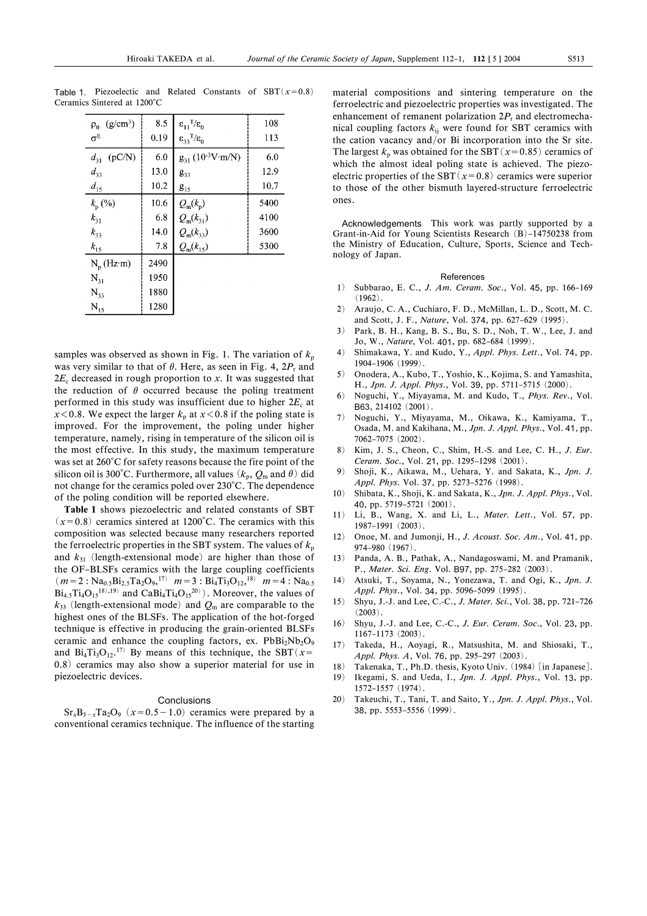Table 1. Piezoelectic and Related Constants of SBT($x$=0.8) Ceramics Sintered at 1200°C

| | | | |
|---|---|---|---|
| $\rho_0$ (g/cm$^3$) | 8.5 | $\varepsilon_{11}{}^T/\varepsilon_0$ | 108 |
| $\sigma^E$ | 0.19 | $\varepsilon_{33}{}^T/\varepsilon_0$ | 113 |
| $d_{31}$ (pC/N) | 6.0 | $g_{31}$ ($10^{-3}$V·m/N) | 6.0 |
| $d_{33}$ | 13.0 | $g_{33}$ | 12.9 |
| $d_{15}$ | 10.2 | $g_{15}$ | 10.7 |
| $k_p$ (%) | 10.6 | $Q_m(k_p)$ | 5400 |
| $k_{31}$ | 6.8 | $Q_m(k_{31})$ | 4100 |
| $k_{33}$ | 14.0 | $Q_m(k_{33})$ | 3600 |
| $k_{15}$ | 7.8 | $Q_m(k_{15})$ | 5300 |
| $N_p$ (Hz·m) | 2490 | | |
| $N_{31}$ | 1950 | | |
| $N_{33}$ | 1880 | | |
| $N_{15}$ | 1280 | | |

samples was observed as shown in Fig. 1. The variation of $k_p$ was very similar to that of $\theta$. Here, as seen in Fig. 4, $2P_r$ and $2E_c$ decreased in rough proportion to $x$. It was suggested that the reduction of $\theta$ occurred because the poling treatment performed in this study was insufficient due to higher $2E_c$ at $x<0.8$. We expect the larger $k_p$ at $x<0.8$ if the poling state is improved. For the improvement, the poling under higher temperature, namely, rising in temperature of the silicon oil is the most effective. In this study, the maximum temperature was set at 260°C for safety reasons because the fire point of the silicon oil is 300°C. Furthermore, all values ($k_p$, $Q_m$ and $\theta$) did not change for the ceramics poled over 230°C. The dependence of the poling condition will be reported elsewhere.

**Table 1** shows piezoelectric and related constants of SBT ($x$=0.8) ceramics sintered at 1200°C. The ceramics with this composition was selected because many researchers reported the ferroelectric properties in the SBT system. The values of $k_p$ and $k_{31}$ (length-extensional mode) are higher than those of the OF–BLSFs ceramics with the large coupling coefficients ($m=2$ : $Na_{0.5}Bi_{2.5}Ta_2O_9$,[17] $m=3$ : $Bi_4Ti_3O_{12}$,[18] $m=4$ : $Na_{0.5}Bi_{4.5}Ti_4O_{15}$[18),19)] and $CaBi_4Ti_4O_{15}$[20)]). Moreover, the values of $k_{33}$ (length-extensional mode) and $Q_m$ are comparable to the highest ones of the BLSFs. The application of the hot-forged technique is effective in producing the grain-oriented BLSFs ceramic and enhance the coupling factors, ex. $PbBi_2Nb_2O_9$ and $Bi_4Ti_3O_{12}$.[17)] By means of this technique, the SBT($x$=0.8) ceramics may also show a superior material for use in piezoelectric devices.

## Conclusions

$Sr_xB_{3-x}Ta_2O_9$ ($x=0.5-1.0$) ceramics were prepared by a conventional ceramics technique. The influence of the starting material compositions and sintering temperature on the ferroelectric and piezoelectric properties was investigated. The enhancement of remanent polarization $2P_r$ and electromechanical coupling factors $k_{ij}$ were found for SBT ceramics with the cation vacancy and/or Bi incorporation into the Sr site. The largest $k_p$ was obtained for the SBT($x$=0.85) ceramics of which the almost ideal poling state is achieved. The piezoelectric properties of the SBT($x$=0.8) ceramics were superior to those of the other bismuth layered-structure ferroelectric ones.

**Acknowledgements** This work was partly supported by a Grant-in-Aid for Young Scientists Research (B)-14750238 from the Ministry of Education, Culture, Sports, Science and Technology of Japan.

## References

1) Subbarao, E. C., *J. Am. Ceram. Soc.*, Vol. 45, pp. 166–169 (1962).
2) Araujo, C. A., Cuchiaro, F. D., McMillan, L. D., Scott, M. C. and Scott, J. F., *Nature*, Vol. 374, pp. 627–629 (1995).
3) Park, B. H., Kang, B. S., Bu, S. D., Noh, T. W., Lee, J. and Jo, W., *Nature*, Vol. 401, pp. 682–684 (1999).
4) Shimakawa, Y. and Kudo, Y., *Appl. Phys. Lett.*, Vol. 74, pp. 1904–1906 (1999).
5) Onodera, A., Kubo, T., Yoshio, K., Kojima, S. and Yamashita, H., *Jpn. J. Appl. Phys.*, Vol. 39, pp. 5711–5715 (2000).
6) Noguchi, Y., Miyayama, M. and Kudo, T., *Phys. Rev.*, Vol. B63, 214102 (2001).
7) Noguchi, Y., Miyayama, M., Oikawa, K., Kamiyama, T., Osada, M. and Kakihana, M., *Jpn. J. Appl. Phys.*, Vol. 41, pp. 7062–7075 (2002).
8) Kim, J. S., Cheon, C., Shim, H.-S. and Lee, C. H., *J. Eur. Ceram. Soc.*, Vol. 21, pp. 1295–1298 (2001).
9) Shoji, K., Aikawa, M., Uehara, Y. and Sakata, K., *Jpn. J. Appl. Phys.* Vol. 37, pp. 5273–5276 (1998).
10) Shibata, K., Shoji, K. and Sakata, K., *Jpn. J. Appl. Phys.*, Vol. 40, pp. 5719–5721 (2001).
11) Li, B., Wang, X. and Li, L., *Mater. Lett.*, Vol. 57, pp. 1987–1991 (2003).
12) Onoe, M. and Jumonji, H., *J. Acoust. Soc. Am.*, Vol. 41, pp. 974–980 (1967).
13) Panda, A. B., Pathak, A., Nandagoswami, M. and Pramanik, P., *Mater. Sci. Eng.* Vol. B97, pp. 275–282 (2003).
14) Atsuki, T., Soyama, N., Yonezawa, T. and Ogi, K., *Jpn. J. Appl. Phys.*, Vol. 34, pp. 5096–5099 (1995).
15) Shyu, J.-J. and Lee, C.-C., *J. Mater. Sci.*, Vol. 38, pp. 721–726 (2003).
16) Shyu, J.-J. and Lee, C.-C., *J. Eur. Ceram. Soc.*, Vol. 23, pp. 1167–1173 (2003).
17) Takeda, H., Aoyagi, R., Matsushita, M. and Shiosaki, T., *Appl. Phys. A*, Vol. 76, pp. 295–297 (2003).
18) Takenaka, T., Ph.D. thesis, Kyoto Univ. (1984) [in Japanese].
19) Ikegami, S. and Ueda, I., *Jpn. J. Appl. Phys.*, Vol. 13, pp. 1572–1557 (1974).
20) Takeuchi, T., Tani, T. and Saito, Y., *Jpn. J. Appl. Phys.*, Vol. 38, pp. 5553–5556 (1999).